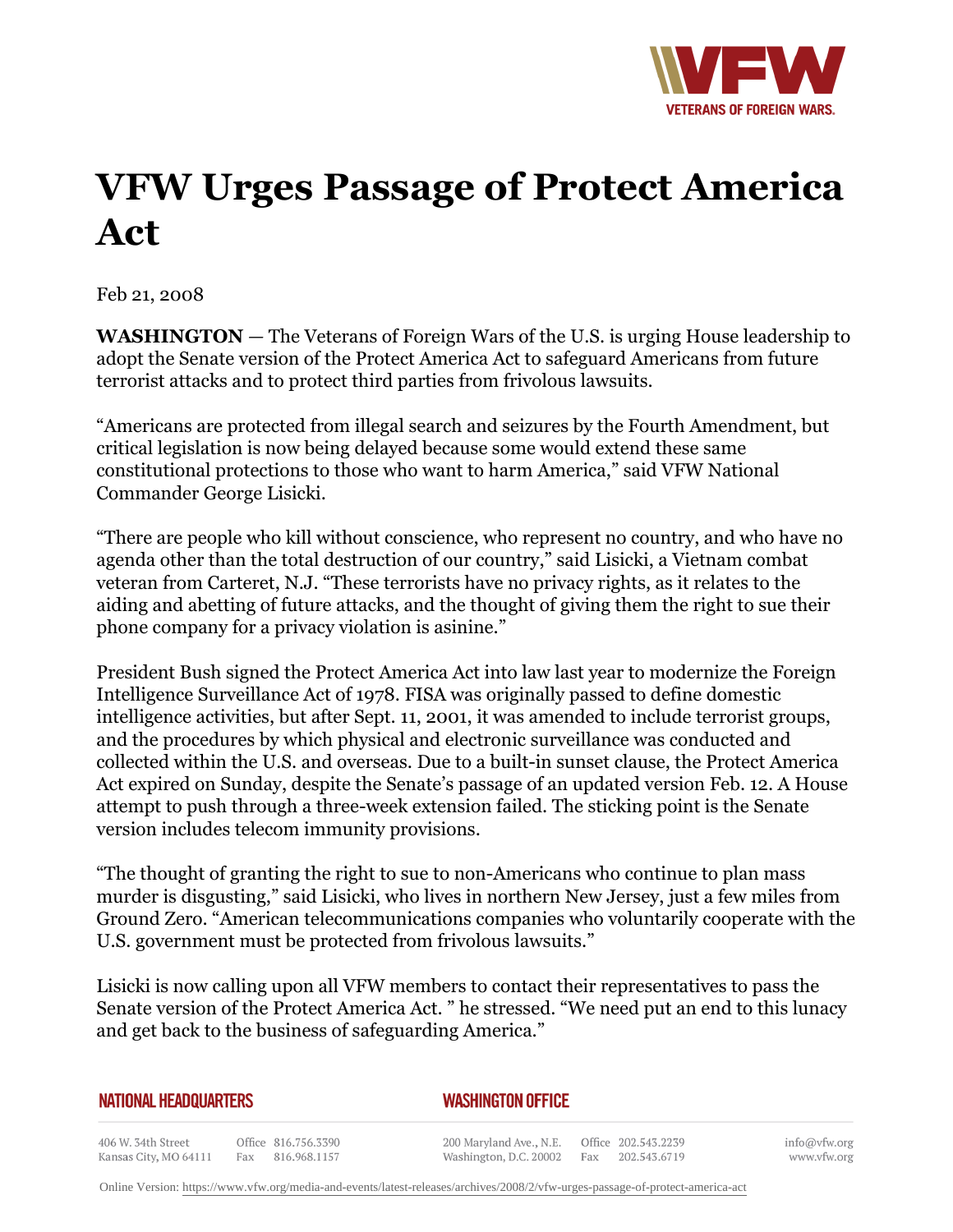# VFW Urges Passage of Protect America Act

Feb 21, 2008

**WASHINGTON** — The Veterans of Foreign Wars of the U.S. is urging House leadership to adopt the Senate version of the Protect America Act to safeguard Americans from future terrorist attacks and to protect third parties from frivolous lawsuits.

"Americans are protected from illegal search and seizures by the Fourth Amendment, but critical legislation is now being delayed because some would extend these same constitutional protections to those who want to harm America," said VFW National Commander George Lisicki.

"There are people who kill without conscience, who represent no country, and who have no agenda other than the total destruction of our country," said Lisicki, a Vietnam combat veteran from Carteret, N.J. "These terrorists have no privacy rights, as it relates to the aiding and abetting of future attacks, and the thought of giving them the right to sue their phone company for a privacy violation is asinine."

President Bush signed the Protect America Act into law last year to modernize the Foreign Intelligence Surveillance Act of 1978. FISA was originally passed to define domestic intelligence activities, but after Sept. 11, 2001, it was amended to include terrorist groups, and the procedures by which physical and electronic surveillance was conducted and collected within the U.S. and overseas. Due to a built-in sunset clause, the Protect America Act expired on Sunday, despite the Senate's passage of an updated version Feb. 12. A House attempt to push through a three-week extension failed. The sticking point is the Senate version includes telecom immunity provisions.

"The thought of granting the right to sue to non-Americans who continue to plan mass murder is disgusting," said Lisicki, who lives in northern New Jersey, just a few miles from Ground Zero. "American telecommunications companies who voluntarily cooperate with the U.S. government must be protected from frivolous lawsuits."

Lisicki is now calling upon all VFW members to contact their representatives to pass the Senate version of the Protect America Act. " he stressed. "We need put an end to this lunacy and get back to the business of safeguarding America."

**NATIONAL HEADQUARTERS**

406 W. 34th Street
Kansas City, MO 64111
Office 816.756.3390
Fax 816.968.1157

**WASHINGTON OFFICE**

200 Maryland Ave., N.E.
Washington, D.C. 20002
Office 202.543.2239
Fax 202.543.6719

info@vfw.org
www.vfw.org

Online Version: https://www.vfw.org/media-and-events/latest-releases/archives/2008/2/vfw-urges-passage-of-protect-america-act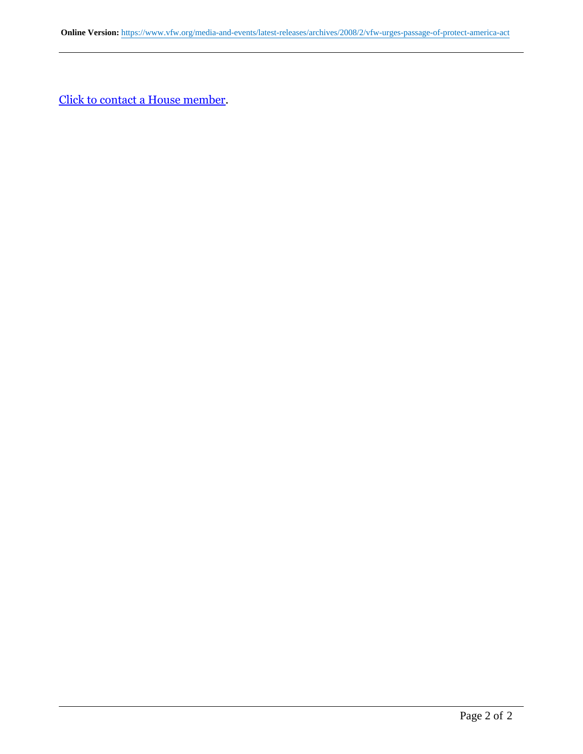Click to contact a House member.